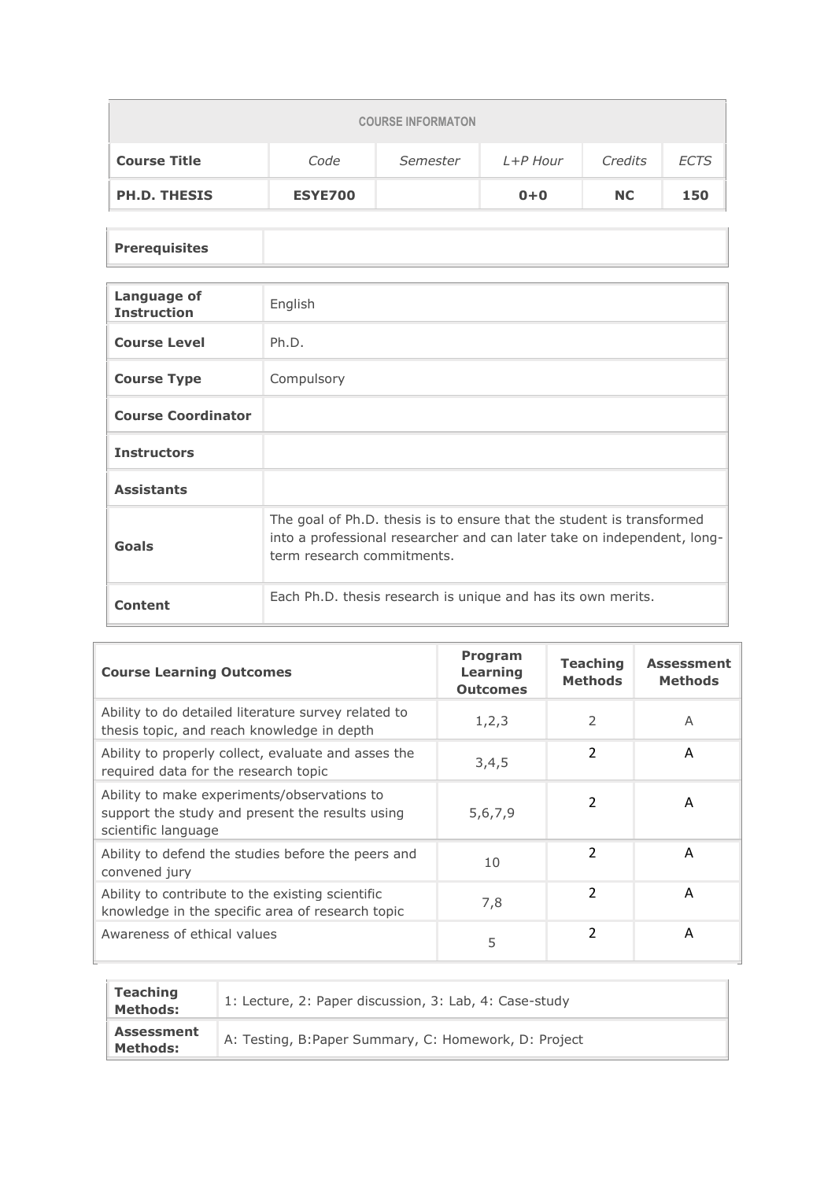| COURSE INFORMATON | | | | | |
|---|---|---|---|---|---|
| **Course Title** | *Code* | *Semester* | *L+P Hour* | *Credits* | *ECTS* |
| **PH.D. THESIS** | **ESYE700** | | **0+0** | **NC** | **150** |

| **Prerequisites** | |
|---|---|

| | |
|---|---|
| **Language of Instruction** | English |
| **Course Level** | Ph.D. |
| **Course Type** | Compulsory |
| **Course Coordinator** | |
| **Instructors** | |
| **Assistants** | |
| **Goals** | The goal of Ph.D. thesis is to ensure that the student is transformed into a professional researcher and can later take on independent, long-term research commitments. |
| **Content** | Each Ph.D. thesis research is unique and has its own merits. |

| **Course Learning Outcomes** | **Program Learning Outcomes** | **Teaching Methods** | **Assessment Methods** |
|---|---|---|---|
| Ability to do detailed literature survey related to thesis topic, and reach knowledge in depth | 1,2,3 | 2 | A |
| Ability to properly collect, evaluate and asses the required data for the research topic | 3,4,5 | 2 | A |
| Ability to make experiments/observations to support the study and present the results using scientific language | 5,6,7,9 | 2 | A |
| Ability to defend the studies before the peers and convened jury | 10 | 2 | A |
| Ability to contribute to the existing scientific knowledge in the specific area of research topic | 7,8 | 2 | A |
| Awareness of ethical values | 5 | 2 | A |

| | |
|---|---|
| **Teaching Methods:** | 1: Lecture, 2: Paper discussion, 3: Lab, 4: Case-study |
| **Assessment Methods:** | A: Testing, B:Paper Summary, C: Homework, D: Project |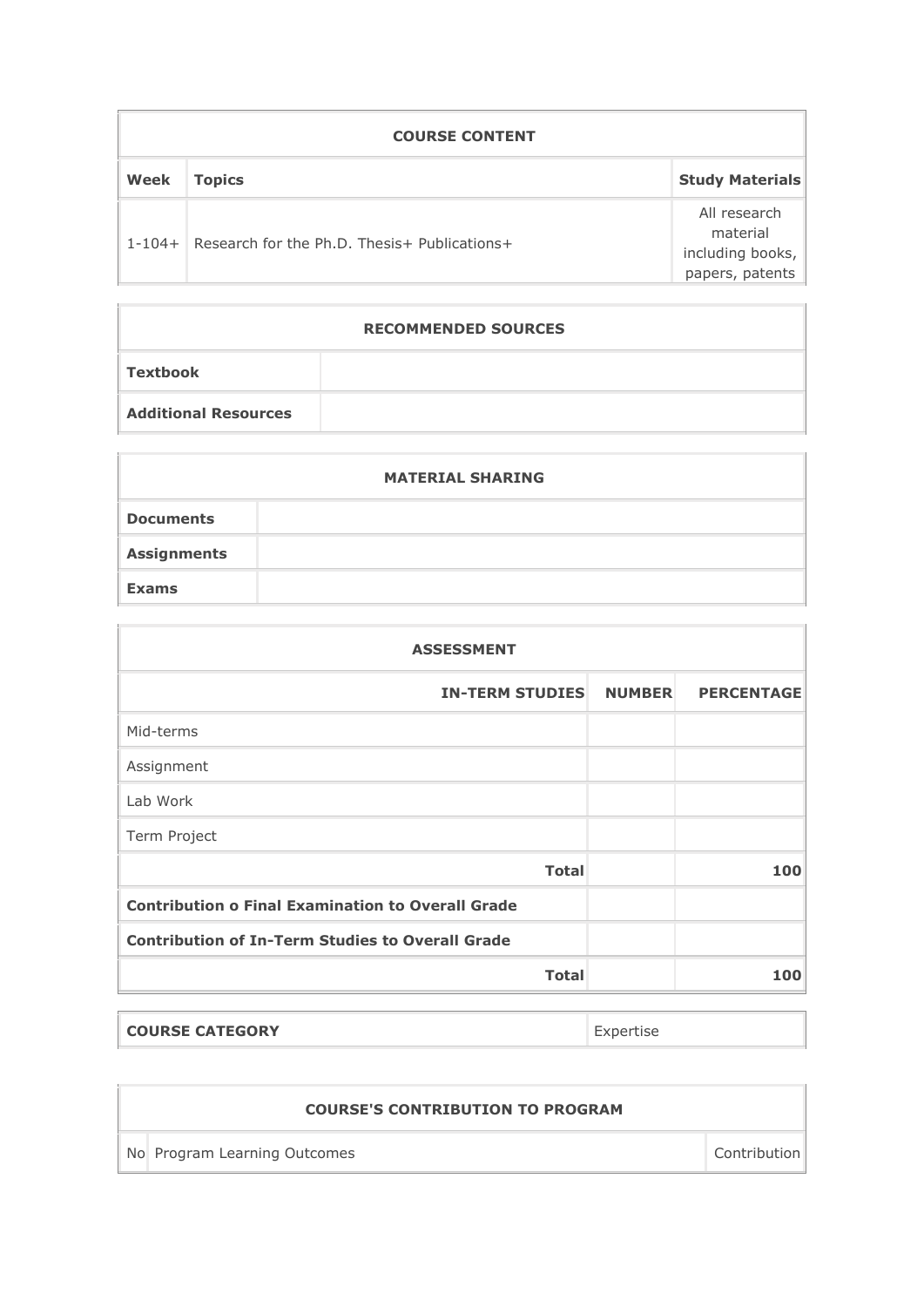| COURSE CONTENT | | |
|---|---|---|
| **Week** | **Topics** | **Study Materials** |
| 1-104+ | Research for the Ph.D. Thesis+ Publications+ | All research material including books, papers, patents |

| RECOMMENDED SOURCES | |
|---|---|
| **Textbook** | |
| **Additional Resources** | |

| MATERIAL SHARING | |
|---|---|
| **Documents** | |
| **Assignments** | |
| **Exams** | |

| ASSESSMENT | | |
|---|---|---|
| **IN-TERM STUDIES** | **NUMBER** | **PERCENTAGE** |
| Mid-terms | | |
| Assignment | | |
| Lab Work | | |
| Term Project | | |
| **Total** | | **100** |
| **Contribution o Final Examination to Overall Grade** | | |
| **Contribution of In-Term Studies to Overall Grade** | | |
| **Total** | | **100** |

| **COURSE CATEGORY** | Expertise |
|---|---|

| COURSE'S CONTRIBUTION TO PROGRAM | | |
|---|---|---|
| No | Program Learning Outcomes | Contribution |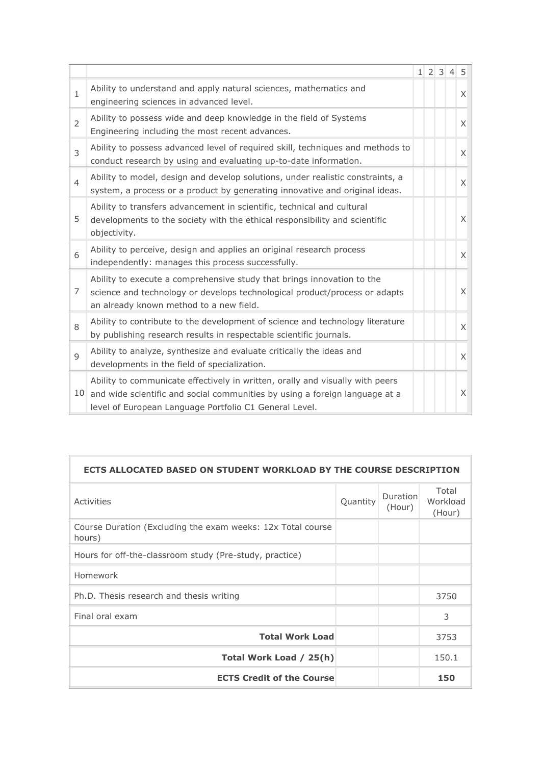| | | 1 | 2 | 3 | 4 | 5 |
|---|---|---|---|---|---|---|
| 1 | Ability to understand and apply natural sciences, mathematics and engineering sciences in advanced level. | | | | | X |
| 2 | Ability to possess wide and deep knowledge in the field of Systems Engineering including the most recent advances. | | | | | X |
| 3 | Ability to possess advanced level of required skill, techniques and methods to conduct research by using and evaluating up-to-date information. | | | | | X |
| 4 | Ability to model, design and develop solutions, under realistic constraints, a system, a process or a product by generating innovative and original ideas. | | | | | X |
| 5 | Ability to transfers advancement in scientific, technical and cultural developments to the society with the ethical responsibility and scientific objectivity. | | | | | X |
| 6 | Ability to perceive, design and applies an original research process independently: manages this process successfully. | | | | | X |
| 7 | Ability to execute a comprehensive study that brings innovation to the science and technology or develops technological product/process or adapts an already known method to a new field. | | | | | X |
| 8 | Ability to contribute to the development of science and technology literature by publishing research results in respectable scientific journals. | | | | | X |
| 9 | Ability to analyze, synthesize and evaluate critically the ideas and developments in the field of specialization. | | | | | X |
| 10 | Ability to communicate effectively in written, orally and visually with peers and wide scientific and social communities by using a foreign language at a level of European Language Portfolio C1 General Level. | | | | | X |

| **ECTS ALLOCATED BASED ON STUDENT WORKLOAD BY THE COURSE DESCRIPTION** | | | |
|---|---|---|---|
| Activities | Quantity | Duration (Hour) | Total Workload (Hour) |
| Course Duration (Excluding the exam weeks: 12x Total course hours) | | | |
| Hours for off-the-classroom study (Pre-study, practice) | | | |
| Homework | | | |
| Ph.D. Thesis research and thesis writing | | | 3750 |
| Final oral exam | | | 3 |
| **Total Work Load** | | | 3753 |
| **Total Work Load / 25(h)** | | | 150.1 |
| **ECTS Credit of the Course** | | | **150** |